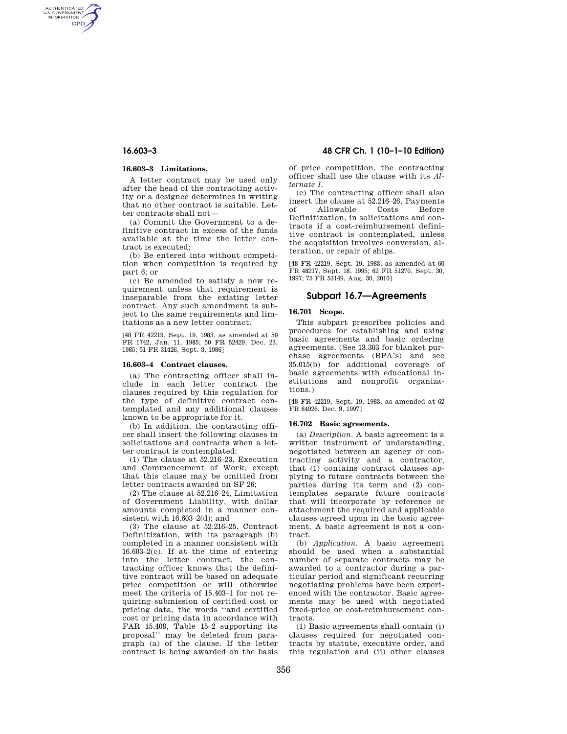### 16.603–3 Limitations.

A letter contract may be used only after the head of the contracting activity or a designee determines in writing that no other contract is suitable. Letter contracts shall not—

(a) Commit the Government to a definitive contract in excess of the funds available at the time the letter contract is executed;

(b) Be entered into without competition when competition is required by part 6; or

(c) Be amended to satisfy a new requirement unless that requirement is inseparable from the existing letter contract. Any such amendment is subject to the same requirements and limitations as a new letter contract.

[48 FR 42219, Sept. 19, 1983, as amended at 50 FR 1742, Jan. 11, 1985; 50 FR 52429, Dec. 23, 1985; 51 FR 31426, Sept. 3, 1986]

### 16.603–4 Contract clauses.

(a) The contracting officer shall include in each letter contract the clauses required by this regulation for the type of definitive contract contemplated and any additional clauses known to be appropriate for it.

(b) In addition, the contracting officer shall insert the following clauses in solicitations and contracts when a letter contract is contemplated:

(1) The clause at 52.216–23, Execution and Commencement of Work, except that this clause may be omitted from letter contracts awarded on SF 26;

(2) The clause at 52.216–24, Limitation of Government Liability, with dollar amounts completed in a manner consistent with 16.603–2(d); and

(3) The clause at 52.216–25, Contract Definitization, with its paragraph (b) completed in a manner consistent with 16.603–2(c). If at the time of entering into the letter contract, the contracting officer knows that the definitive contract will be based on adequate price competition or will otherwise meet the criteria of 15.403–1 for not requiring submission of certified cost or pricing data, the words "and certified cost or pricing data in accordance with FAR 15.408, Table 15–2 supporting its proposal" may be deleted from paragraph (a) of the clause. If the letter contract is being awarded on the basis of price competition, the contracting officer shall use the clause with its *Alternate I*.

(c) The contracting officer shall also insert the clause at 52.216–26, Payments of Allowable Costs Before Definitization, in solicitations and contracts if a cost-reimbursement definitive contract is contemplated, unless the acquisition involves conversion, alteration, or repair of ships.

[48 FR 42219, Sept. 19, 1983, as amended at 60 FR 48217, Sept. 18, 1995; 62 FR 51270, Sept. 30, 1997; 75 FR 53149, Aug. 30, 2010]

## Subpart 16.7—Agreements

### 16.701 Scope.

This subpart prescribes policies and procedures for establishing and using basic agreements and basic ordering agreements. (See 13.303 for blanket purchase agreements (BPA's) and see 35.015(b) for additional coverage of basic agreements with educational institutions and nonprofit organizations.)

[48 FR 42219, Sept. 19, 1983, as amended at 62 FR 64926, Dec. 9, 1997]

### 16.702 Basic agreements.

(a) *Description.* A basic agreement is a written instrument of understanding, negotiated between an agency or contracting activity and a contractor, that (1) contains contract clauses applying to future contracts between the parties during its term and (2) contemplates separate future contracts that will incorporate by reference or attachment the required and applicable clauses agreed upon in the basic agreement. A basic agreement is not a contract.

(b) *Application.* A basic agreement should be used when a substantial number of separate contracts may be awarded to a contractor during a particular period and significant recurring negotiating problems have been experienced with the contractor. Basic agreements may be used with negotiated fixed-price or cost-reimbursement contracts.

(1) Basic agreements shall contain (i) clauses required for negotiated contracts by statute, executive order, and this regulation and (ii) other clauses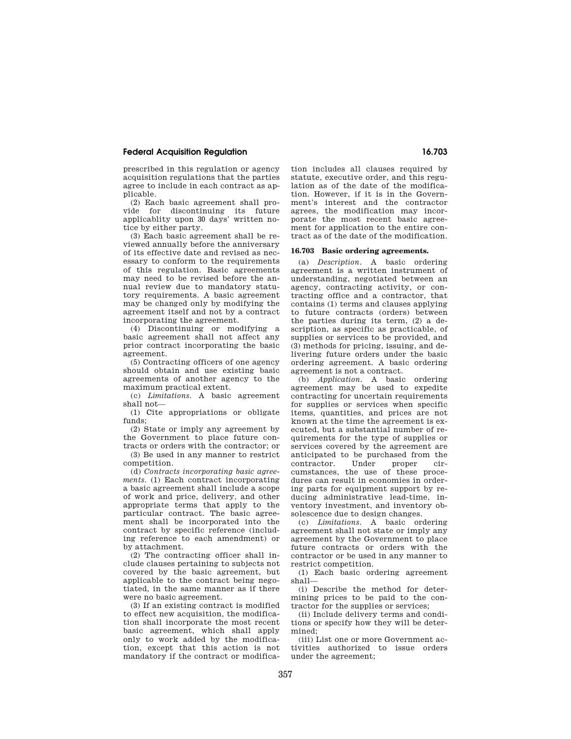prescribed in this regulation or agency acquisition regulations that the parties agree to include in each contract as applicable.

(2) Each basic agreement shall provide for discontinuing its future applicablity upon 30 days' written notice by either party.

(3) Each basic agreement shall be reviewed annually before the anniversary of its effective date and revised as necessary to conform to the requirements of this regulation. Basic agreements may need to be revised before the annual review due to mandatory statutory requirements. A basic agreement may be changed only by modifying the agreement itself and not by a contract incorporating the agreement.

(4) Discontinuing or modifying a basic agreement shall not affect any prior contract incorporating the basic agreement.

(5) Contracting officers of one agency should obtain and use existing basic agreements of another agency to the maximum practical extent.

(c) *Limitations.* A basic agreement shall not—

(1) Cite appropriations or obligate funds;

(2) State or imply any agreement by the Government to place future contracts or orders with the contractor; or

(3) Be used in any manner to restrict competition.

(d) *Contracts incorporating basic agreements.* (1) Each contract incorporating a basic agreement shall include a scope of work and price, delivery, and other appropriate terms that apply to the particular contract. The basic agreement shall be incorporated into the contract by specific reference (including reference to each amendment) or by attachment.

(2) The contracting officer shall include clauses pertaining to subjects not covered by the basic agreement, but applicable to the contract being negotiated, in the same manner as if there were no basic agreement.

(3) If an existing contract is modified to effect new acquisition, the modification shall incorporate the most recent basic agreement, which shall apply only to work added by the modification, except that this action is not mandatory if the contract or modification includes all clauses required by statute, executive order, and this regulation as of the date of the modification. However, if it is in the Government's interest and the contractor agrees, the modification may incorporate the most recent basic agreement for application to the entire contract as of the date of the modification.

### 16.703 Basic ordering agreements.

(a) *Description.* A basic ordering agreement is a written instrument of understanding, negotiated between an agency, contracting activity, or contracting office and a contractor, that contains (1) terms and clauses applying to future contracts (orders) between the parties during its term, (2) a description, as specific as practicable, of supplies or services to be provided, and (3) methods for pricing, issuing, and delivering future orders under the basic ordering agreement. A basic ordering agreement is not a contract.

(b) *Application.* A basic ordering agreement may be used to expedite contracting for uncertain requirements for supplies or services when specific items, quantities, and prices are not known at the time the agreement is executed, but a substantial number of requirements for the type of supplies or services covered by the agreement are anticipated to be purchased from the contractor. Under proper circumstances, the use of these procedures can result in economies in ordering parts for equipment support by reducing administrative lead-time, inventory investment, and inventory obsolescence due to design changes.

(c) *Limitations.* A basic ordering agreement shall not state or imply any agreement by the Government to place future contracts or orders with the contractor or be used in any manner to restrict competition.

(1) Each basic ordering agreement shall—

(i) Describe the method for determining prices to be paid to the contractor for the supplies or services;

(ii) Include delivery terms and conditions or specify how they will be determined;

(iii) List one or more Government activities authorized to issue orders under the agreement;